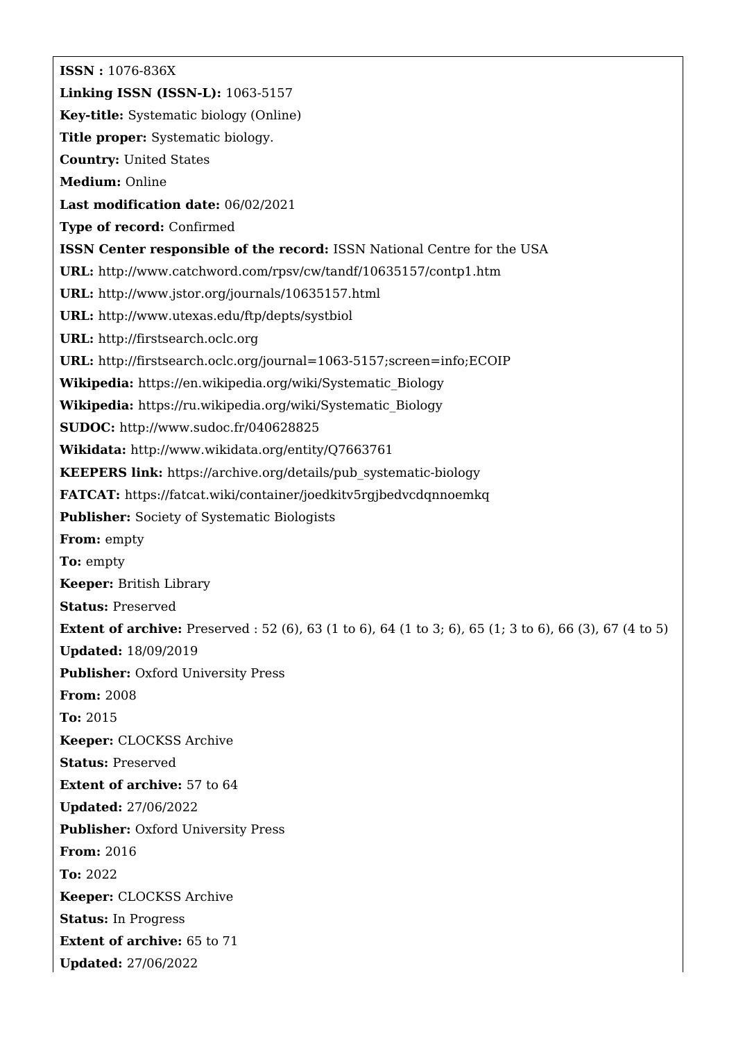**ISSN :** 1076-836X

**Linking ISSN (ISSN-L):** 1063-5157

**Key-title:** Systematic biology (Online)

**Title proper:** Systematic biology.

**Country:** United States

**Medium:** Online

**Last modification date:** 06/02/2021

**Type of record:** Confirmed

**ISSN Center responsible of the record:** ISSN National Centre for the USA

**URL:** http://www.catchword.com/rpsv/cw/tandf/10635157/contp1.htm

**URL:** http://www.jstor.org/journals/10635157.html

**URL:** http://www.utexas.edu/ftp/depts/systbiol

**URL:** http://firstsearch.oclc.org

**URL:** http://firstsearch.oclc.org/journal=1063-5157;screen=info;ECOIP

**Wikipedia:** https://en.wikipedia.org/wiki/Systematic_Biology

**Wikipedia:** https://ru.wikipedia.org/wiki/Systematic_Biology

**SUDOC:** http://www.sudoc.fr/040628825

**Wikidata:** http://www.wikidata.org/entity/Q7663761

**KEEPERS link:** https://archive.org/details/pub_systematic-biology

**FATCAT:** https://fatcat.wiki/container/joedkitv5rgjbedvcdqnnoemkq

**Publisher:** Society of Systematic Biologists

**From:** empty

**To:** empty

**Keeper:** British Library

**Status:** Preserved

**Extent of archive:** Preserved : 52 (6), 63 (1 to 6), 64 (1 to 3; 6), 65 (1; 3 to 6), 66 (3), 67 (4 to 5)

**Updated:** 18/09/2019

**Publisher:** Oxford University Press

**From:** 2008

**To:** 2015

**Keeper:** CLOCKSS Archive

**Status:** Preserved

**Extent of archive:** 57 to 64

**Updated:** 27/06/2022

**Publisher:** Oxford University Press

**From:** 2016

**To:** 2022

**Keeper:** CLOCKSS Archive

**Status:** In Progress

**Extent of archive:** 65 to 71

**Updated:** 27/06/2022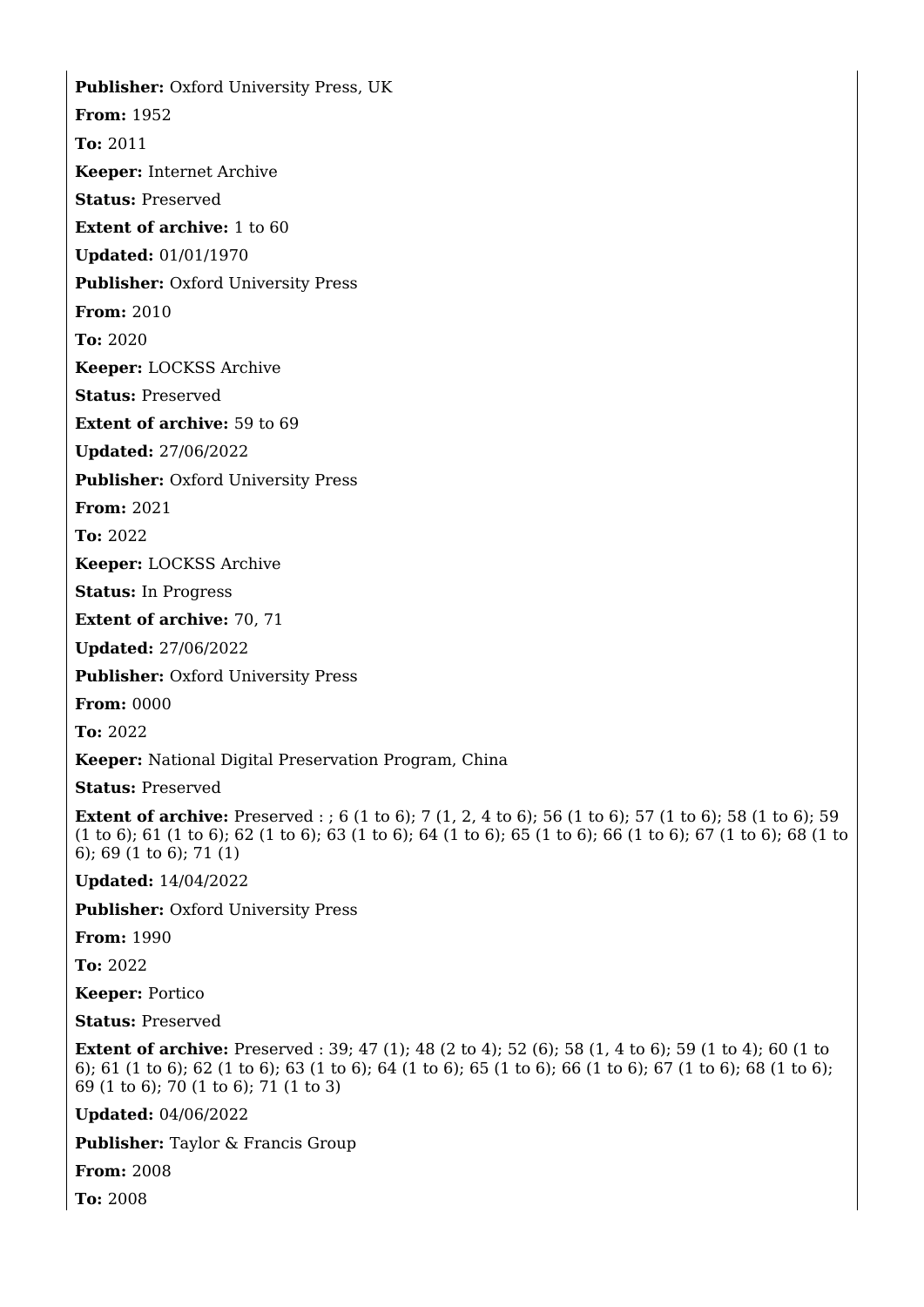**Publisher:** Oxford University Press, UK

**From:** 1952

**To:** 2011

**Keeper:** Internet Archive

**Status:** Preserved

**Extent of archive:** 1 to 60

**Updated:** 01/01/1970

**Publisher:** Oxford University Press

**From:** 2010

**To:** 2020

**Keeper:** LOCKSS Archive

**Status:** Preserved

**Extent of archive:** 59 to 69

**Updated:** 27/06/2022

**Publisher:** Oxford University Press

**From:** 2021

**To:** 2022

**Keeper:** LOCKSS Archive

**Status:** In Progress

**Extent of archive:** 70, 71

**Updated:** 27/06/2022

**Publisher:** Oxford University Press

**From:** 0000

**To:** 2022

**Keeper:** National Digital Preservation Program, China

**Status:** Preserved

**Extent of archive:** Preserved : ; 6 (1 to 6); 7 (1, 2, 4 to 6); 56 (1 to 6); 57 (1 to 6); 58 (1 to 6); 59 (1 to 6); 61 (1 to 6); 62 (1 to 6); 63 (1 to 6); 64 (1 to 6); 65 (1 to 6); 66 (1 to 6); 67 (1 to 6); 68 (1 to 6); 69 (1 to 6); 71 (1)

**Updated:** 14/04/2022

**Publisher:** Oxford University Press

**From:** 1990

**To:** 2022

**Keeper:** Portico

**Status:** Preserved

**Extent of archive:** Preserved : 39; 47 (1); 48 (2 to 4); 52 (6); 58 (1, 4 to 6); 59 (1 to 4); 60 (1 to 6); 61 (1 to 6); 62 (1 to 6); 63 (1 to 6); 64 (1 to 6); 65 (1 to 6); 66 (1 to 6); 67 (1 to 6); 68 (1 to 6); 69 (1 to 6); 70 (1 to 6); 71 (1 to 3)

**Updated:** 04/06/2022

**Publisher:** Taylor & Francis Group

**From:** 2008

**To:** 2008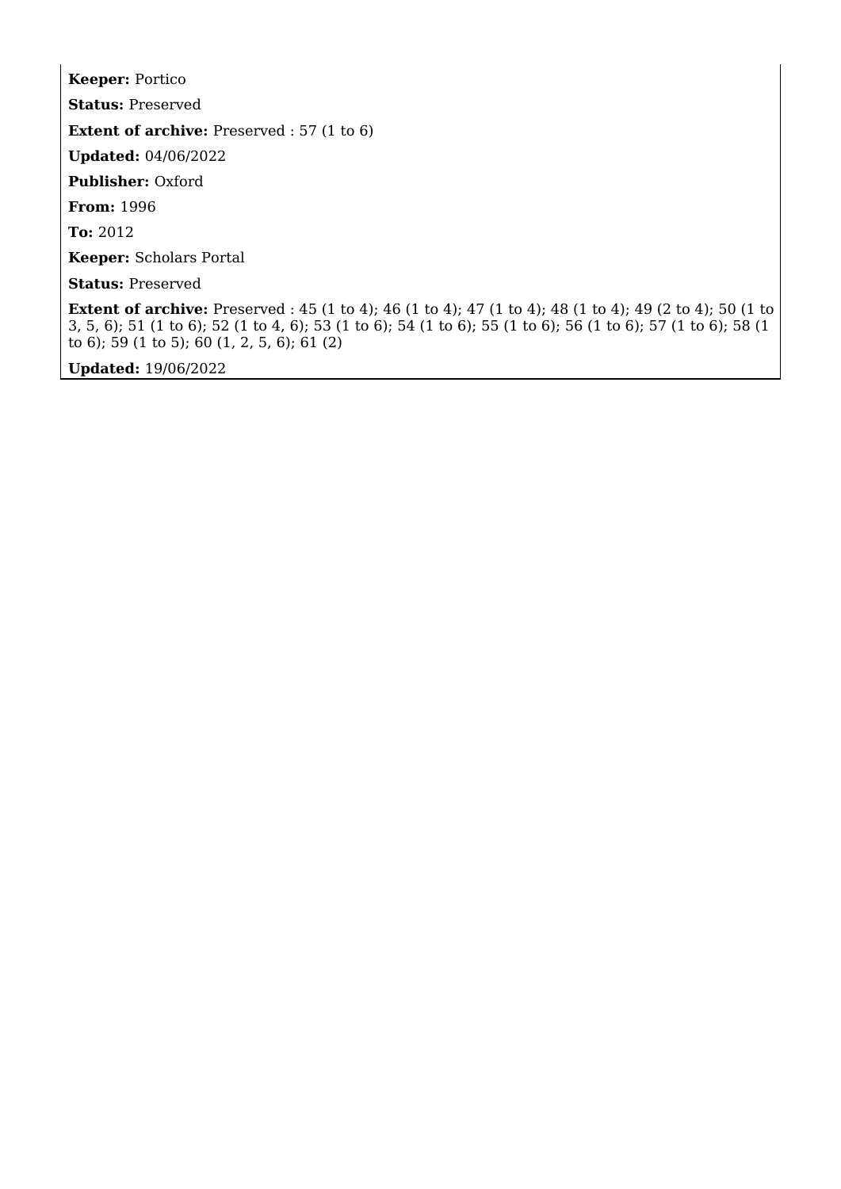**Keeper:** Portico

**Status:** Preserved

**Extent of archive:** Preserved : 57 (1 to 6)

**Updated:** 04/06/2022

**Publisher:** Oxford

**From:** 1996

**To:** 2012

**Keeper:** Scholars Portal

**Status:** Preserved

**Extent of archive:** Preserved : 45 (1 to 4); 46 (1 to 4); 47 (1 to 4); 48 (1 to 4); 49 (2 to 4); 50 (1 to 3, 5, 6); 51 (1 to 6); 52 (1 to 4, 6); 53 (1 to 6); 54 (1 to 6); 55 (1 to 6); 56 (1 to 6); 57 (1 to 6); 58 (1 to 6); 59 (1 to 5); 60 (1, 2, 5, 6); 61 (2)

**Updated:** 19/06/2022